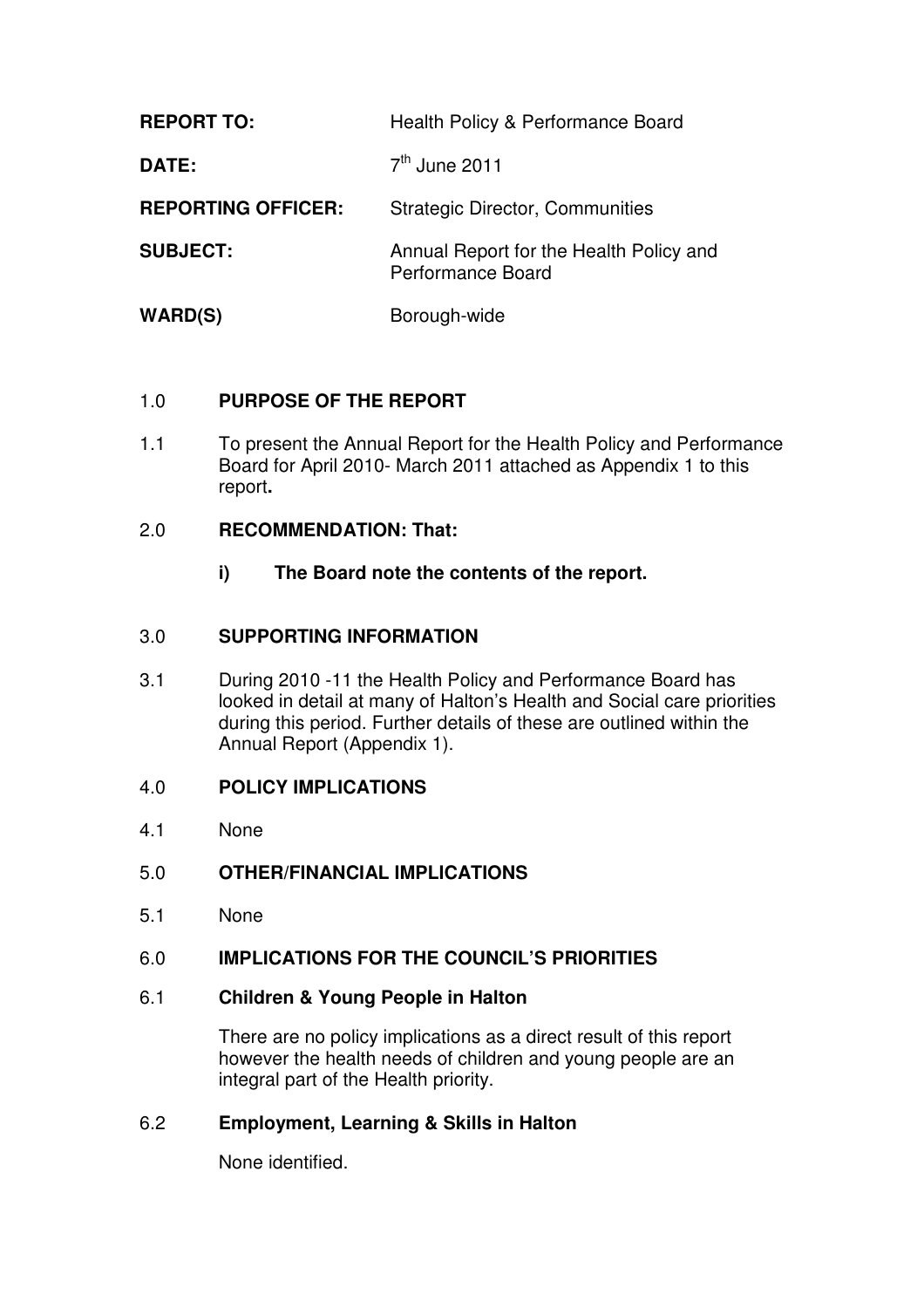| | |
|---|---|
| **REPORT TO:** | Health Policy & Performance Board |
| **DATE:** | 7th June 2011 |
| **REPORTING OFFICER:** | Strategic Director, Communities |
| **SUBJECT:** | Annual Report for the Health Policy and Performance Board |
| **WARD(S)** | Borough-wide |

## 1.0 PURPOSE OF THE REPORT

1.1 To present the Annual Report for the Health Policy and Performance Board for April 2010- March 2011 attached as Appendix 1 to this report**.**

## 2.0 RECOMMENDATION: That:

**i) The Board note the contents of the report.**

## 3.0 SUPPORTING INFORMATION

3.1 During 2010 -11 the Health Policy and Performance Board has looked in detail at many of Halton's Health and Social care priorities during this period. Further details of these are outlined within the Annual Report (Appendix 1).

## 4.0 POLICY IMPLICATIONS

4.1 None

## 5.0 OTHER/FINANCIAL IMPLICATIONS

5.1 None

## 6.0 IMPLICATIONS FOR THE COUNCIL'S PRIORITIES

### 6.1 Children & Young People in Halton

There are no policy implications as a direct result of this report however the health needs of children and young people are an integral part of the Health priority.

### 6.2 Employment, Learning & Skills in Halton

None identified.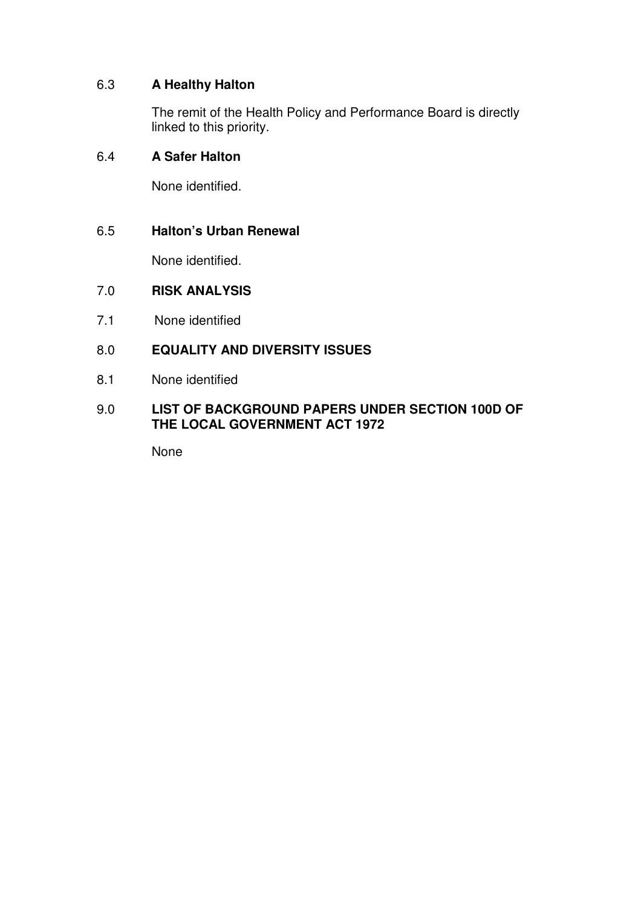### 6.3 A Healthy Halton

The remit of the Health Policy and Performance Board is directly linked to this priority.

### 6.4 A Safer Halton

None identified.

### 6.5 Halton's Urban Renewal

None identified.

## 7.0 RISK ANALYSIS

7.1 None identified

## 8.0 EQUALITY AND DIVERSITY ISSUES

8.1 None identified

## 9.0 LIST OF BACKGROUND PAPERS UNDER SECTION 100D OF THE LOCAL GOVERNMENT ACT 1972

None